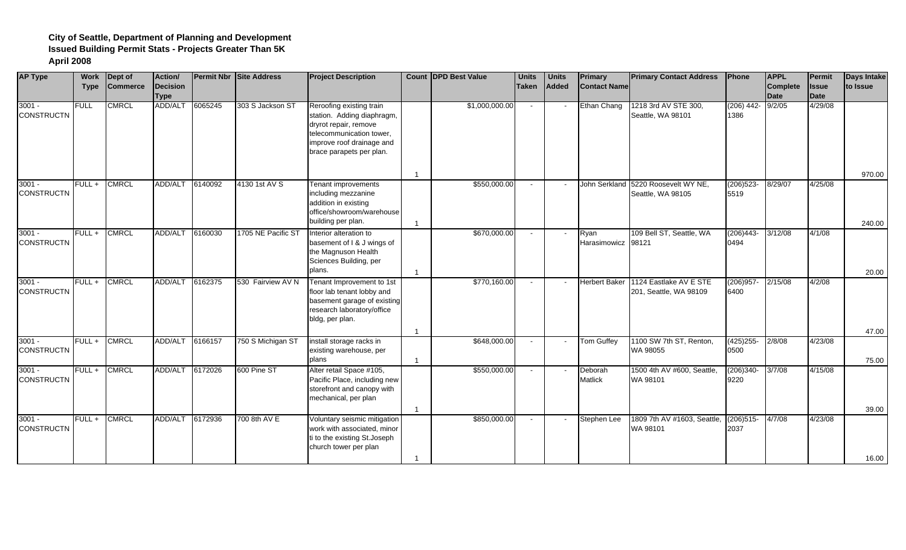**City of Seattle, Department of Planning and Development**
**Issued Building Permit Stats - Projects Greater Than 5K**
**April 2008**

| AP Type | Work Type | Dept of Commerce | Action/ Decision Type | Permit Nbr | Site Address | Project Description | Count | DPD Best Value | Units Taken | Units Added | Primary Contact Name | Primary Contact Address | Phone | APPL Complete Date | Permit Issue Date | Days Intake to Issue |
|---|---|---|---|---|---|---|---|---|---|---|---|---|---|---|---|---|
| 3001 - CONSTRUCTN | FULL | CMRCL | ADD/ALT | 6065245 | 303 S Jackson ST | Reroofing existing train station. Adding diaphragm, dryrot repair, remove telecommunication tower, improve roof drainage and brace parapets per plan. | 1 | $1,000,000.00 | - | - | Ethan Chang | 1218 3rd AV STE 300, Seattle, WA 98101 | (206) 442-1386 | 9/2/05 | 4/29/08 | 970.00 |
| 3001 - CONSTRUCTN | FULL + | CMRCL | ADD/ALT | 6140092 | 4130 1st AV S | Tenant improvements including mezzanine addition in existing office/showroom/warehouse building per plan. | 1 | $550,000.00 | - | - | John Serkland | 5220 Roosevelt WY NE, Seattle, WA 98105 | (206)523-5519 | 8/29/07 | 4/25/08 | 240.00 |
| 3001 - CONSTRUCTN | FULL + | CMRCL | ADD/ALT | 6160030 | 1705 NE Pacific ST | Interior alteration to basement of I & J wings of the Magnuson Health Sciences Building, per plans. | 1 | $670,000.00 | - | - | Ryan Harasimowicz | 109 Bell ST, Seattle, WA 98121 | (206)443-0494 | 3/12/08 | 4/1/08 | 20.00 |
| 3001 - CONSTRUCTN | FULL + | CMRCL | ADD/ALT | 6162375 | 530 Fairview AV N | Tenant Improvement to 1st floor lab tenant lobby and basement garage of existing research laboratory/office bldg, per plan. | 1 | $770,160.00 | - | - | Herbert Baker | 1124 Eastlake AV E STE 201, Seattle, WA 98109 | (206)957-6400 | 2/15/08 | 4/2/08 | 47.00 |
| 3001 - CONSTRUCTN | FULL + | CMRCL | ADD/ALT | 6166157 | 750 S Michigan ST | install storage racks in existing warehouse, per plans | 1 | $648,000.00 | - | - | Tom Guffey | 1100 SW 7th ST, Renton, WA 98055 | (425)255-0500 | 2/8/08 | 4/23/08 | 75.00 |
| 3001 - CONSTRUCTN | FULL + | CMRCL | ADD/ALT | 6172026 | 600 Pine ST | Alter retail Space #105, Pacific Place, including new storefront and canopy with mechanical, per plan | 1 | $550,000.00 | - | - | Deborah Matlick | 1500 4th AV #600, Seattle, WA 98101 | (206)340-9220 | 3/7/08 | 4/15/08 | 39.00 |
| 3001 - CONSTRUCTN | FULL + | CMRCL | ADD/ALT | 6172936 | 700 8th AV E | Voluntary seismic mitigation work with associated, minor ti to the existing St.Joseph church tower per plan | 1 | $850,000.00 | - | - | Stephen Lee | 1809 7th AV #1603, Seattle, WA 98101 | (206)515-2037 | 4/7/08 | 4/23/08 | 16.00 |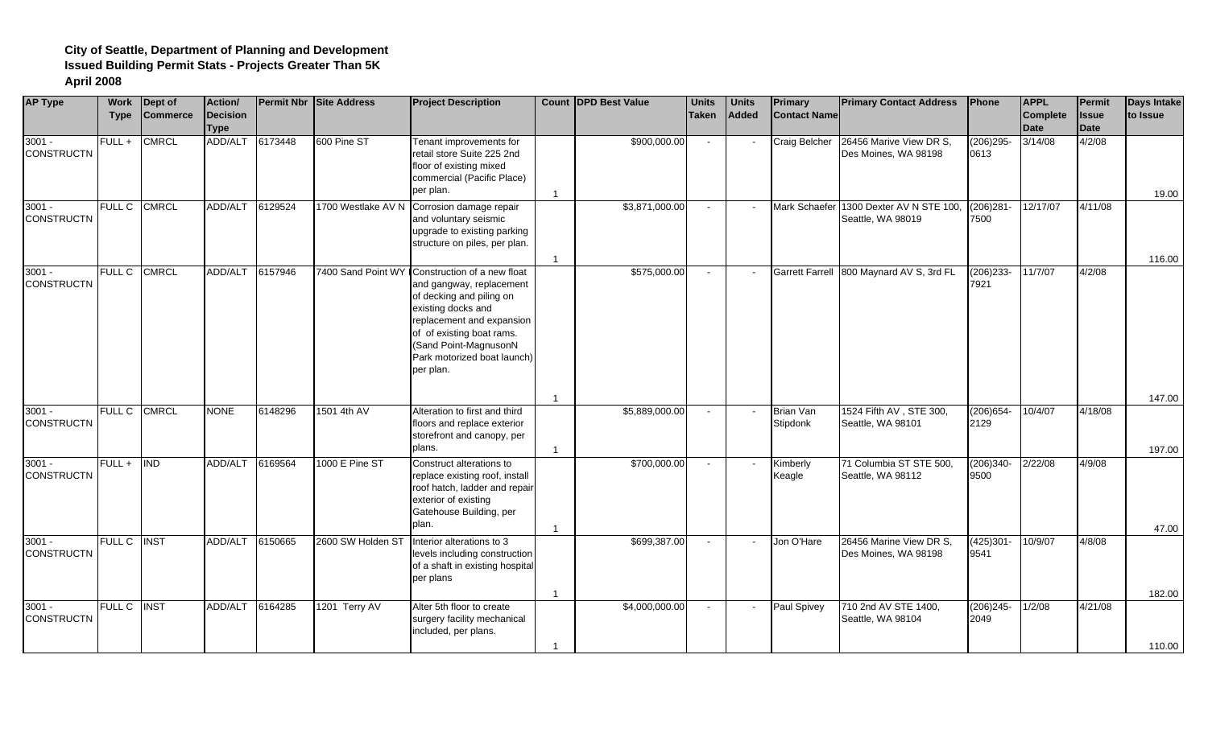**City of Seattle, Department of Planning and Development**
**Issued Building Permit Stats - Projects Greater Than 5K**
**April 2008**

| AP Type | Work Type | Dept of Commerce | Action/ Decision Type | Permit Nbr | Site Address | Project Description | Count | DPD Best Value | Units Taken | Units Added | Primary Contact Name | Primary Contact Address | Phone | APPL Complete Date | Permit Issue Date | Days Intake to Issue |
|---|---|---|---|---|---|---|---|---|---|---|---|---|---|---|---|---|
| 3001 - CONSTRUCTN | FULL + | CMRCL | ADD/ALT | 6173448 | 600 Pine ST | Tenant improvements for retail store Suite 225 2nd floor of existing mixed commercial (Pacific Place) per plan. | 1 | $900,000.00 | - | - | Craig Belcher | 26456 Marive View DR S, Des Moines, WA 98198 | (206)295-0613 | 3/14/08 | 4/2/08 | 19.00 |
| 3001 - CONSTRUCTN | FULL C | CMRCL | ADD/ALT | 6129524 | 1700 Westlake AV N | Corrosion damage repair and voluntary seismic upgrade to existing parking structure on piles, per plan. | 1 | $3,871,000.00 | - | - | Mark Schaefer | 1300 Dexter AV N STE 100, Seattle, WA 98019 | (206)281-7500 | 12/17/07 | 4/11/08 | 116.00 |
| 3001 - CONSTRUCTN | FULL C | CMRCL | ADD/ALT | 6157946 | 7400 Sand Point WY N | Construction of a new float and gangway, replacement of decking and piling on existing docks and replacement and expansion of of existing boat rams. (Sand Point-MagnusonN Park motorized boat launch) per plan. | 1 | $575,000.00 | - | - | Garrett Farrell | 800 Maynard AV S, 3rd FL | (206)233-7921 | 11/7/07 | 4/2/08 | 147.00 |
| 3001 - CONSTRUCTN | FULL C | CMRCL | NONE | 6148296 | 1501 4th AV | Alteration to first and third floors and replace exterior storefront and canopy, per plans. | 1 | $5,889,000.00 | - | - | Brian Van Stipdonk | 1524 Fifth AV , STE 300, Seattle, WA 98101 | (206)654-2129 | 10/4/07 | 4/18/08 | 197.00 |
| 3001 - CONSTRUCTN | FULL + | IND | ADD/ALT | 6169564 | 1000 E Pine ST | Construct alterations to replace existing roof, install roof hatch, ladder and repair exterior of existing Gatehouse Building, per plan. | 1 | $700,000.00 | - | - | Kimberly Keagle | 71 Columbia ST STE 500, Seattle, WA 98112 | (206)340-9500 | 2/22/08 | 4/9/08 | 47.00 |
| 3001 - CONSTRUCTN | FULL C | INST | ADD/ALT | 6150665 | 2600 SW Holden ST | Interior alterations to 3 levels including construction of a shaft in existing hospital per plans | 1 | $699,387.00 | - | - | Jon O'Hare | 26456 Marine View DR S, Des Moines, WA 98198 | (425)301-9541 | 10/9/07 | 4/8/08 | 182.00 |
| 3001 - CONSTRUCTN | FULL C | INST | ADD/ALT | 6164285 | 1201 Terry AV | Alter 5th floor to create surgery facility mechanical included, per plans. | 1 | $4,000,000.00 | - | - | Paul Spivey | 710 2nd AV STE 1400, Seattle, WA 98104 | (206)245-2049 | 1/2/08 | 4/21/08 | 110.00 |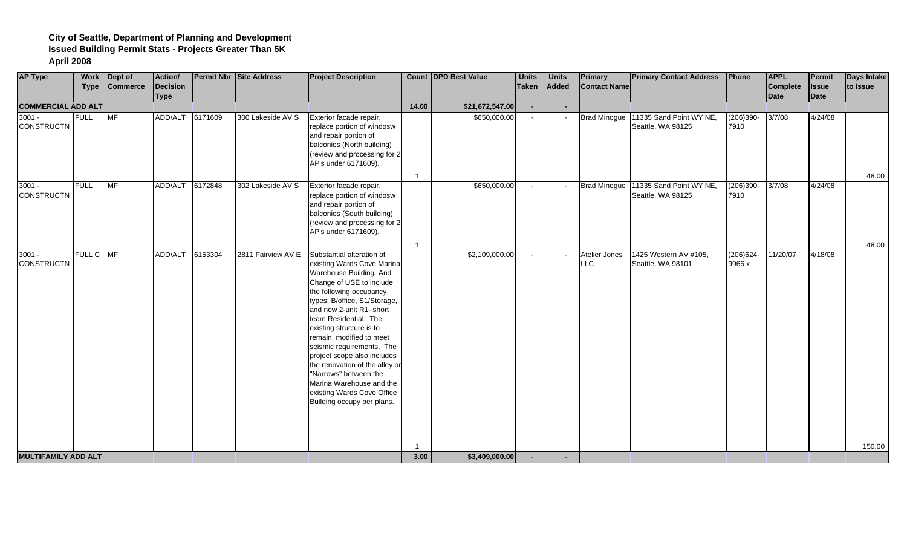**City of Seattle, Department of Planning and Development**
**Issued Building Permit Stats - Projects Greater Than 5K**
**April 2008**

| AP Type | Work Type | Dept of Commerce | Action/ Decision Type | Permit Nbr | Site Address | Project Description | Count | DPD Best Value | Units Taken | Units Added | Primary Contact Name | Primary Contact Address | Phone | APPL Complete Date | Permit Issue Date | Days Intake to Issue |
|---|---|---|---|---|---|---|---|---|---|---|---|---|---|---|---|---|
| **COMMERCIAL ADD ALT** | | | | | | | **14.00** | **$21,672,547.00** | **-** | **-** | | | | | | |
| 3001 - CONSTRUCTN | FULL | MF | ADD/ALT | 6171609 | 300 Lakeside AV S | Exterior facade repair, replace portion of windosw and repair portion of balconies (North building) (review and processing for 2 AP's under 6171609). | 1 | $650,000.00 | - | - | Brad Minogue | 11335 Sand Point WY NE, Seattle, WA 98125 | (206)390-7910 | 3/7/08 | 4/24/08 | 48.00 |
| 3001 - CONSTRUCTN | FULL | MF | ADD/ALT | 6172848 | 302 Lakeside AV S | Exterior facade repair, replace portion of windosw and repair portion of balconies (South building) (review and processing for 2 AP's under 6171609). | 1 | $650,000.00 | - | - | Brad Minogue | 11335 Sand Point WY NE, Seattle, WA 98125 | (206)390-7910 | 3/7/08 | 4/24/08 | 48.00 |
| 3001 - CONSTRUCTN | FULL C | MF | ADD/ALT | 6153304 | 2811 Fairview AV E | Substantial alteration of existing Wards Cove Marina Warehouse Building. And Change of USE to include the following occupancy types: B/office, S1/Storage, and new 2-unit R1- short team Residential. The existing structure is to remain, modified to meet seismic requirements. The project scope also includes the renovation of the alley or "Narrows" between the Marina Warehouse and the existing Wards Cove Office Building occupy per plans. | 1 | $2,109,000.00 | - | - | Atelier Jones LLC | 1425 Western AV #105, Seattle, WA 98101 | (206)624-9966 x | 11/20/07 | 4/18/08 | 150.00 |
| **MULTIFAMILY ADD ALT** | | | | | | | **3.00** | **$3,409,000.00** | **-** | **-** | | | | | | |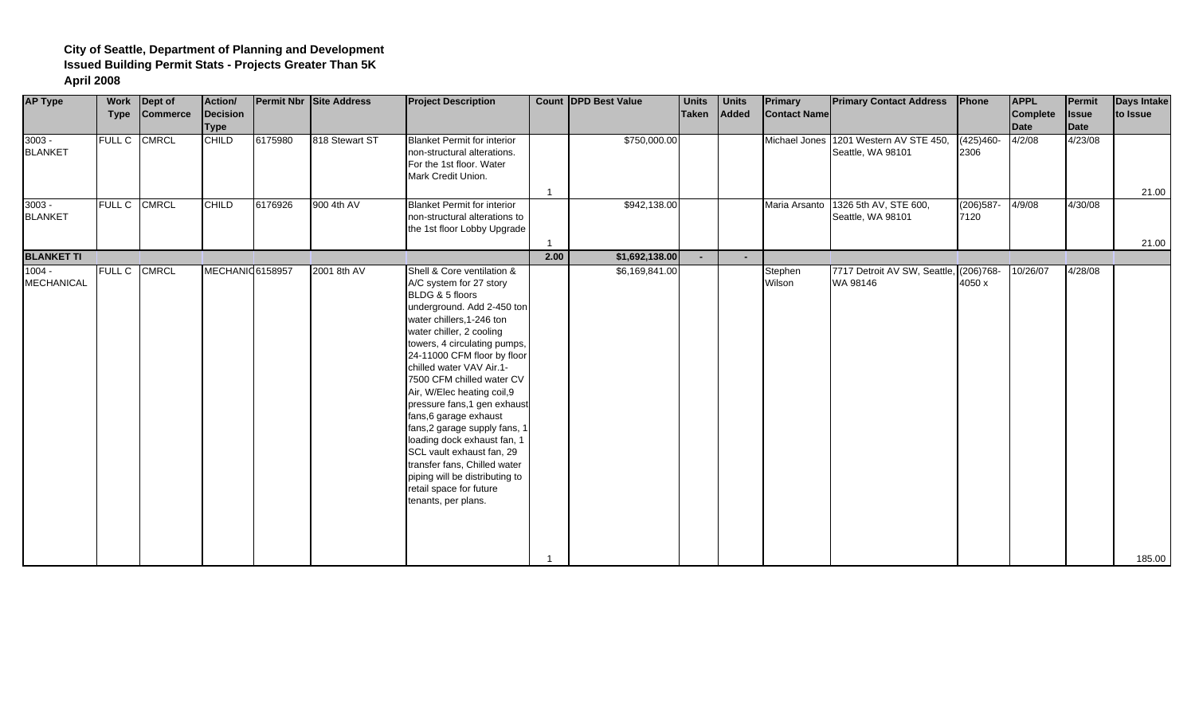**City of Seattle, Department of Planning and Development**
**Issued Building Permit Stats - Projects Greater Than 5K**
**April 2008**

| AP Type | Work Type | Dept of Commerce | Action/ Decision Type | Permit Nbr | Site Address | Project Description | Count | DPD Best Value | Units Taken | Units Added | Primary Contact Name | Primary Contact Address | Phone | APPL Complete Date | Permit Issue Date | Days Intake to Issue |
|---|---|---|---|---|---|---|---|---|---|---|---|---|---|---|---|---|
| 3003 - BLANKET | FULL C | CMRCL | CHILD | 6175980 | 818 Stewart ST | Blanket Permit for interior non-structural alterations. For the 1st floor. Water Mark Credit Union. | 1 | $750,000.00 | | | Michael Jones | 1201 Western AV STE 450, Seattle, WA 98101 | (425)460-2306 | 4/2/08 | 4/23/08 | 21.00 |
| 3003 - BLANKET | FULL C | CMRCL | CHILD | 6176926 | 900 4th AV | Blanket Permit for interior non-structural alterations to the 1st floor Lobby Upgrade | 1 | $942,138.00 | | | Maria Arsanto | 1326 5th AV, STE 600, Seattle, WA 98101 | (206)587-7120 | 4/9/08 | 4/30/08 | 21.00 |
| **BLANKET TI** | | | | | | | **2.00** | **$1,692,138.00** | **-** | **-** | | | | | | |
| 1004 - MECHANICAL | FULL C | CMRCL | MECHANIC | 6158957 | 2001 8th AV | Shell & Core ventilation & A/C system for 27 story BLDG & 5 floors underground. Add 2-450 ton water chillers,1-246 ton water chiller, 2 cooling towers, 4 circulating pumps, 24-11000 CFM floor by floor chilled water VAV Air.1-7500 CFM chilled water CV Air, W/Elec heating coil,9 pressure fans,1 gen exhaust fans,6 garage exhaust fans,2 garage supply fans, 1 loading dock exhaust fan, 1 SCL vault exhaust fan, 29 transfer fans, Chilled water piping will be distributing to retail space for future tenants, per plans. | 1 | $6,169,841.00 | | | Stephen Wilson | 7717 Detroit AV SW, Seattle, WA 98146 | (206)768-4050 x | 10/26/07 | 4/28/08 | 185.00 |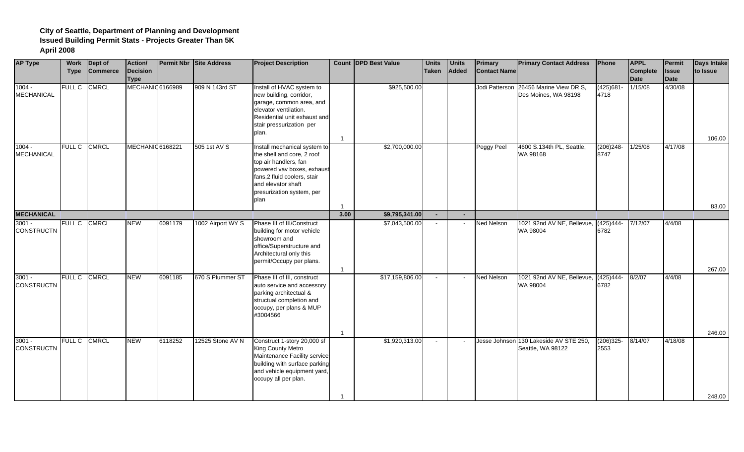**City of Seattle, Department of Planning and Development**
**Issued Building Permit Stats - Projects Greater Than 5K**
**April 2008**

| AP Type | Work Type | Dept of Commerce | Action/ Decision Type | Permit Nbr | Site Address | Project Description | Count | DPD Best Value | Units Taken | Units Added | Primary Contact Name | Primary Contact Address | Phone | APPL Complete Date | Permit Issue Date | Days Intake to Issue |
|---|---|---|---|---|---|---|---|---|---|---|---|---|---|---|---|---|
| 1004 - MECHANICAL | FULL C | CMRCL | MECHANIC | 6166989 | 909 N 143rd ST | Install of HVAC system to new building, corridor, garage, common area, and elevator ventilation. Residential unit exhaust and stair pressurization per plan. | 1 | $925,500.00 | | | Jodi Patterson | 26456 Marine View DR S, Des Moines, WA 98198 | (425)681-4718 | 1/15/08 | 4/30/08 | 106.00 |
| 1004 - MECHANICAL | FULL C | CMRCL | MECHANIC | 6168221 | 505 1st AV S | Install mechanical system to the shell and core, 2 roof top air handlers, fan powered vav boxes, exhaust fans,2 fluid coolers, stair and elevator shaft presurization system, per plan | 1 | $2,700,000.00 | | | Peggy Peel | 4600 S.134th PL, Seattle, WA 98168 | (206)248-8747 | 1/25/08 | 4/17/08 | 83.00 |
| **MECHANICAL** | | | | | | | **3.00** | **$9,795,341.00** | **-** | **-** | | | | | | |
| 3001 - CONSTRUCTN | FULL C | CMRCL | NEW | 6091179 | 1002 Airport WY S | Phase III of III/Construct building for motor vehicle showroom and office/Superstructure and Architectural only this permit/Occupy per plans. | 1 | $7,043,500.00 | - | - | Ned Nelson | 1021 92nd AV NE, Bellevue, WA 98004 | (425)444-6782 | 7/12/07 | 4/4/08 | 267.00 |
| 3001 - CONSTRUCTN | FULL C | CMRCL | NEW | 6091185 | 670 S Plummer ST | Phase III of III, construct auto service and accessory parking architectual & structual completion and occupy, per plans & MUP #3004566 | 1 | $17,159,806.00 | - | - | Ned Nelson | 1021 92nd AV NE, Bellevue, WA 98004 | (425)444-6782 | 8/2/07 | 4/4/08 | 246.00 |
| 3001 - CONSTRUCTN | FULL C | CMRCL | NEW | 6118252 | 12525 Stone AV N | Construct 1-story 20,000 sf King County Metro Maintenance Facility service building with surface parking and vehicle equipment yard, occupy all per plan. | 1 | $1,920,313.00 | - | - | Jesse Johnson | 130 Lakeside AV STE 250, Seattle, WA 98122 | (206)325-2553 | 8/14/07 | 4/18/08 | 248.00 |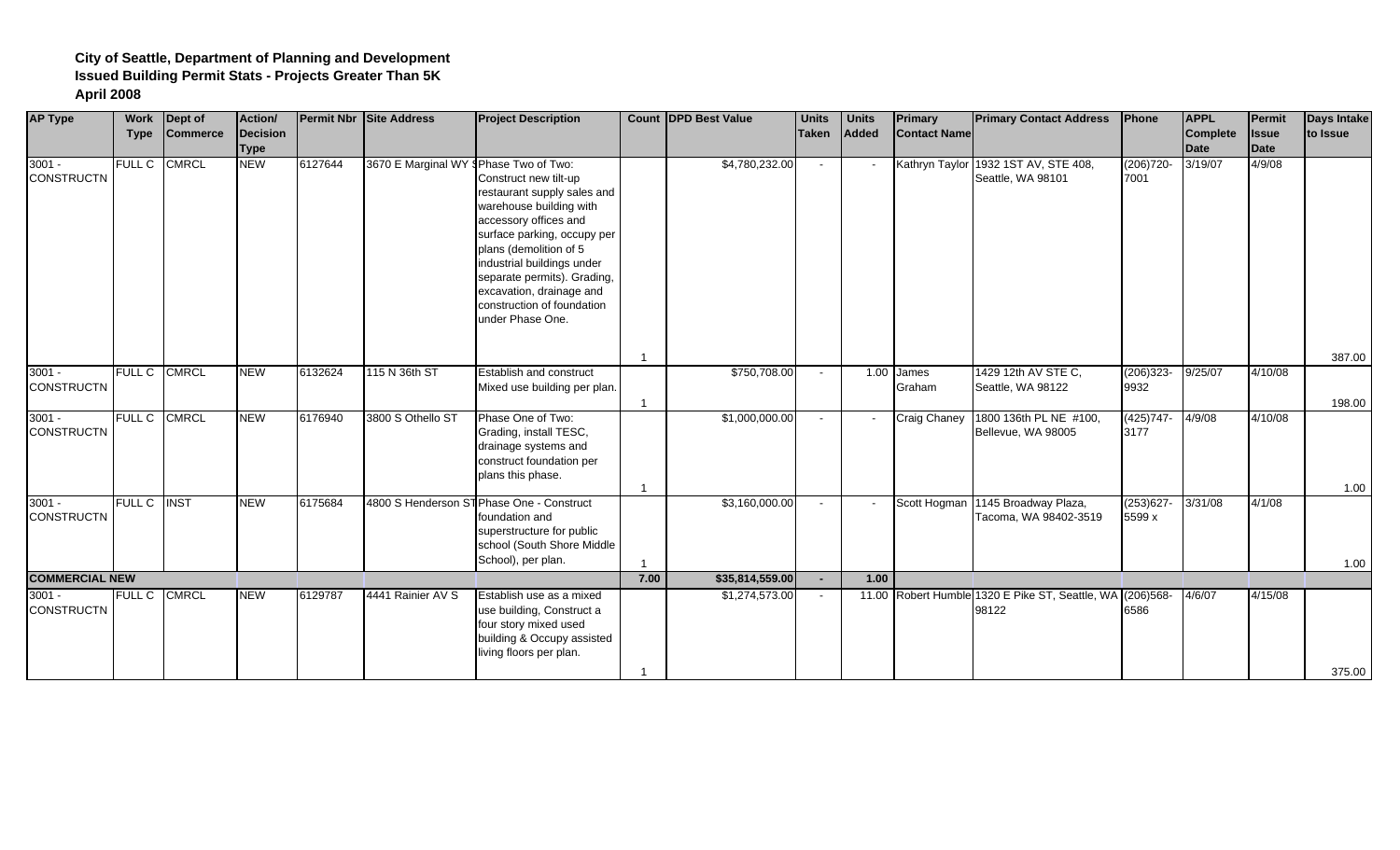**City of Seattle, Department of Planning and Development**
**Issued Building Permit Stats - Projects Greater Than 5K**
**April 2008**

| AP Type | Work Type | Dept of Commerce | Action/ Decision Type | Permit Nbr | Site Address | Project Description | Count | DPD Best Value | Units Taken | Units Added | Primary Contact Name | Primary Contact Address | Phone | APPL Complete Date | Permit Issue Date | Days Intake to Issue |
|---|---|---|---|---|---|---|---|---|---|---|---|---|---|---|---|---|
| 3001 - CONSTRUCTN | FULL C | CMRCL | NEW | 6127644 | 3670 E Marginal WY S | Phase Two of Two: Construct new tilt-up restaurant supply sales and warehouse building with accessory offices and surface parking, occupy per plans (demolition of 5 industrial buildings under separate permits). Grading, excavation, drainage and construction of foundation under Phase One. | 1 | $4,780,232.00 | - | - | Kathryn Taylor | 1932 1ST AV, STE 408, Seattle, WA 98101 | (206)720-7001 | 3/19/07 | 4/9/08 | 387.00 |
| 3001 - CONSTRUCTN | FULL C | CMRCL | NEW | 6132624 | 115 N 36th ST | Establish and construct Mixed use building per plan. | 1 | $750,708.00 | - | 1.00 | James Graham | 1429 12th AV STE C, Seattle, WA 98122 | (206)323-9932 | 9/25/07 | 4/10/08 | 198.00 |
| 3001 - CONSTRUCTN | FULL C | CMRCL | NEW | 6176940 | 3800 S Othello ST | Phase One of Two: Grading, install TESC, drainage systems and construct foundation per plans this phase. | 1 | $1,000,000.00 | - | - | Craig Chaney | 1800 136th PL NE #100, Bellevue, WA 98005 | (425)747-3177 | 4/9/08 | 4/10/08 | 1.00 |
| 3001 - CONSTRUCTN | FULL C | INST | NEW | 6175684 | 4800 S Henderson ST | Phase One - Construct foundation and superstructure for public school (South Shore Middle School), per plan. | 1 | $3,160,000.00 | - | - | Scott Hogman | 1145 Broadway Plaza, Tacoma, WA 98402-3519 | (253)627-5599 x | 3/31/08 | 4/1/08 | 1.00 |
| **COMMERCIAL NEW** | | | | | | | **7.00** | **$35,814,559.00** | **-** | **1.00** | | | | | | |
| 3001 - CONSTRUCTN | FULL C | CMRCL | NEW | 6129787 | 4441 Rainier AV S | Establish use as a mixed use building, Construct a four story mixed used building & Occupy assisted living floors per plan. | 1 | $1,274,573.00 | - | 11.00 | Robert Humble | 1320 E Pike ST, Seattle, WA 98122 | (206)568-6586 | 4/6/07 | 4/15/08 | 375.00 |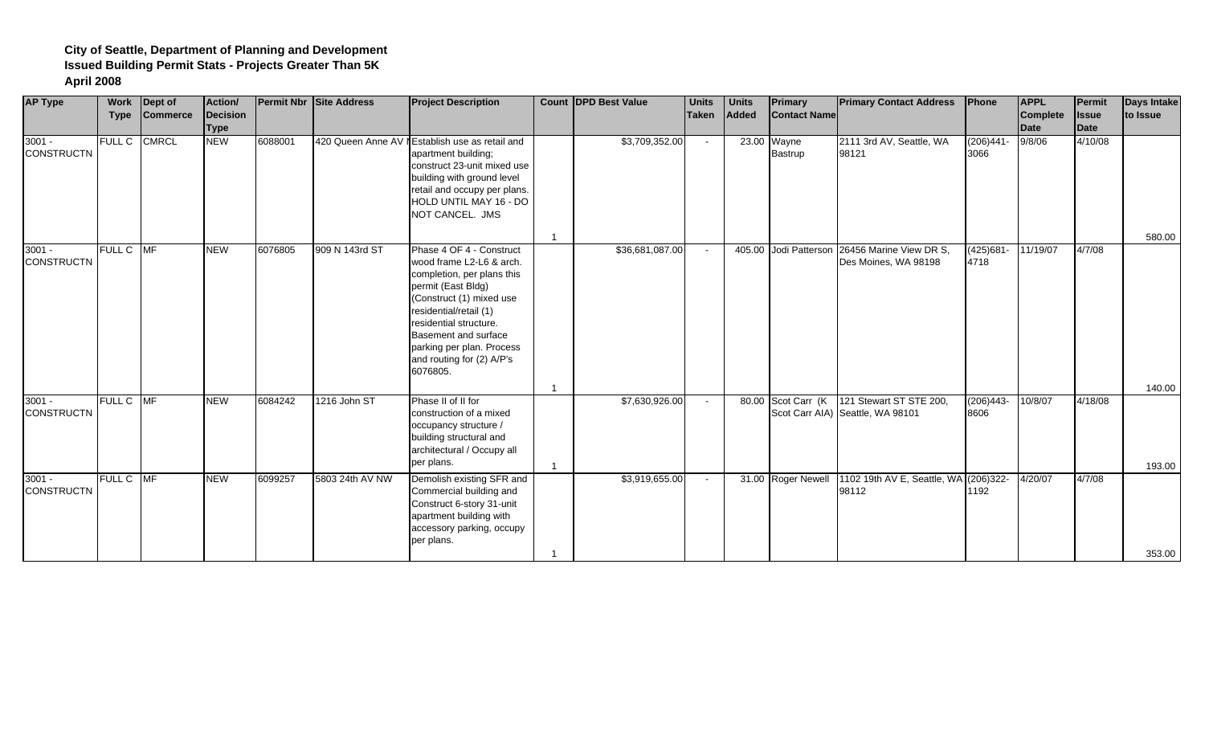**City of Seattle, Department of Planning and Development**
**Issued Building Permit Stats - Projects Greater Than 5K**
**April 2008**

| AP Type | Work Type | Dept of Commerce | Action/ Decision Type | Permit Nbr | Site Address | Project Description | Count | DPD Best Value | Units Taken | Units Added | Primary Contact Name | Primary Contact Address | Phone | APPL Complete Date | Permit Issue Date | Days Intake to Issue |
|---|---|---|---|---|---|---|---|---|---|---|---|---|---|---|---|---|
| 3001 - CONSTRUCTN | FULL C | CMRCL | NEW | 6088001 | 420 Queen Anne AV N | Establish use as retail and apartment building; construct 23-unit mixed use building with ground level retail and occupy per plans. HOLD UNTIL MAY 16 - DO NOT CANCEL. JMS | 1 | $3,709,352.00 | - | 23.00 | Wayne Bastrup | 2111 3rd AV, Seattle, WA 98121 | (206)441-3066 | 9/8/06 | 4/10/08 | 580.00 |
| 3001 - CONSTRUCTN | FULL C | MF | NEW | 6076805 | 909 N 143rd ST | Phase 4 OF 4 - Construct wood frame L2-L6 & arch. completion, per plans this permit (East Bldg) (Construct (1) mixed use residential/retail (1) residential structure. Basement and surface parking per plan. Process and routing for (2) A/P's 6076805. | 1 | $36,681,087.00 | - | 405.00 | Jodi Patterson | 26456 Marine View DR S, Des Moines, WA 98198 | (425)681-4718 | 11/19/07 | 4/7/08 | 140.00 |
| 3001 - CONSTRUCTN | FULL C | MF | NEW | 6084242 | 1216 John ST | Phase II of II for construction of a mixed occupancy structure / building structural and architectural / Occupy all per plans. | 1 | $7,630,926.00 | - | 80.00 | Scot Carr (K Scot Carr AIA) | 121 Stewart ST STE 200, Seattle, WA 98101 | (206)443-8606 | 10/8/07 | 4/18/08 | 193.00 |
| 3001 - CONSTRUCTN | FULL C | MF | NEW | 6099257 | 5803 24th AV NW | Demolish existing SFR and Commercial building and Construct 6-story 31-unit apartment building with accessory parking, occupy per plans. | 1 | $3,919,655.00 | - | 31.00 | Roger Newell | 1102 19th AV E, Seattle, WA 98112 | (206)322-1192 | 4/20/07 | 4/7/08 | 353.00 |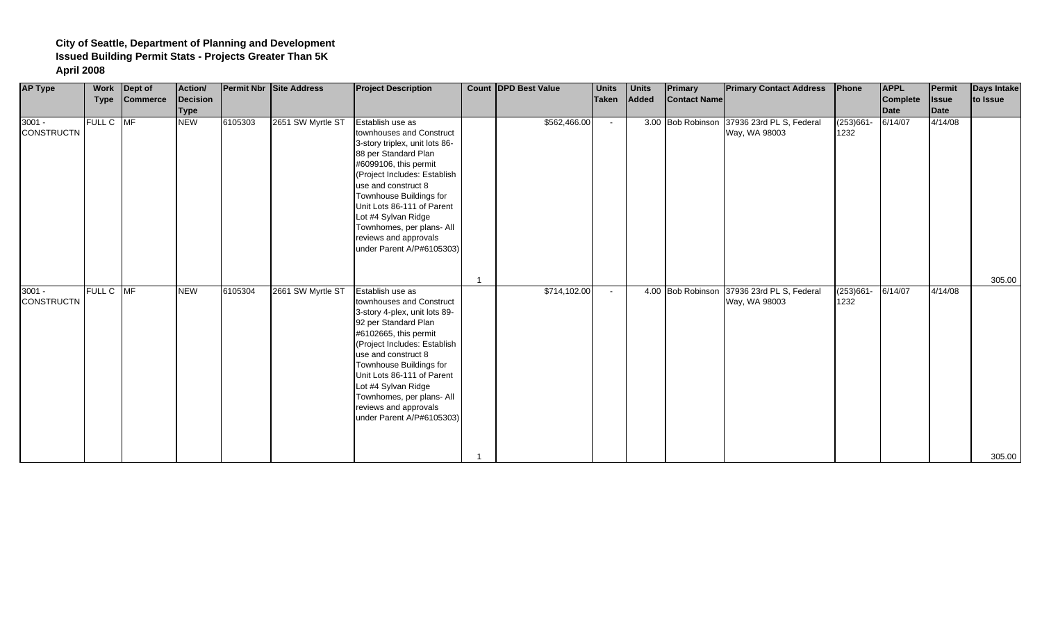**City of Seattle, Department of Planning and Development**
**Issued Building Permit Stats - Projects Greater Than 5K**
**April 2008**

| AP Type | Work Type | Dept of Commerce | Action/ Decision Type | Permit Nbr | Site Address | Project Description | Count | DPD Best Value | Units Taken | Units Added | Primary Contact Name | Primary Contact Address | Phone | APPL Complete Date | Permit Issue Date | Days Intake to Issue |
|---|---|---|---|---|---|---|---|---|---|---|---|---|---|---|---|---|
| 3001 - CONSTRUCTN | FULL C | MF | NEW | 6105303 | 2651 SW Myrtle ST | Establish use as townhouses and Construct 3-story triplex, unit lots 86-88 per Standard Plan #6099106, this permit (Project Includes: Establish use and construct 8 Townhouse Buildings for Unit Lots 86-111 of Parent Lot #4 Sylvan Ridge Townhomes, per plans- All reviews and approvals under Parent A/P#6105303) | 1 | $562,466.00 | - | 3.00 | Bob Robinson | 37936 23rd PL S, Federal Way, WA 98003 | (253)661-1232 | 6/14/07 | 4/14/08 | 305.00 |
| 3001 - CONSTRUCTN | FULL C | MF | NEW | 6105304 | 2661 SW Myrtle ST | Establish use as townhouses and Construct 3-story 4-plex, unit lots 89-92 per Standard Plan #6102665, this permit (Project Includes: Establish use and construct 8 Townhouse Buildings for Unit Lots 86-111 of Parent Lot #4 Sylvan Ridge Townhomes, per plans- All reviews and approvals under Parent A/P#6105303) | 1 | $714,102.00 | - | 4.00 | Bob Robinson | 37936 23rd PL S, Federal Way, WA 98003 | (253)661-1232 | 6/14/07 | 4/14/08 | 305.00 |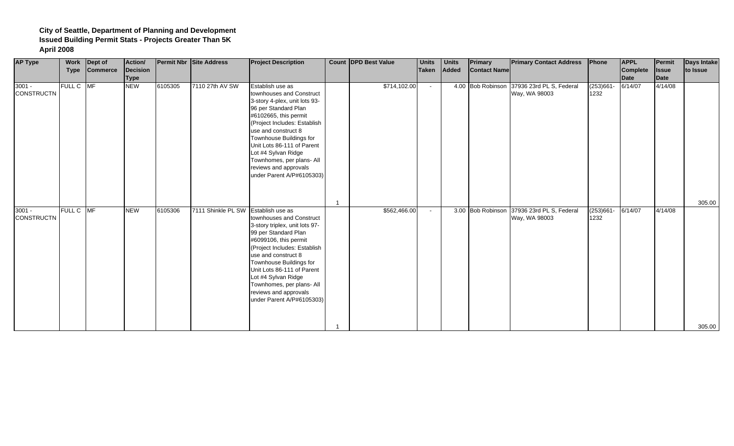**City of Seattle, Department of Planning and Development**
**Issued Building Permit Stats - Projects Greater Than 5K**
**April 2008**

| AP Type | Work Type | Dept of Commerce | Action/ Decision Type | Permit Nbr | Site Address | Project Description | Count | DPD Best Value | Units Taken | Units Added | Primary Contact Name | Primary Contact Address | Phone | APPL Complete Date | Permit Issue Date | Days Intake to Issue |
|---|---|---|---|---|---|---|---|---|---|---|---|---|---|---|---|---|
| 3001 - CONSTRUCTN | FULL C | MF | NEW | 6105305 | 7110 27th AV SW | Establish use as townhouses and Construct 3-story 4-plex, unit lots 93-96 per Standard Plan #6102665, this permit (Project Includes: Establish use and construct 8 Townhouse Buildings for Unit Lots 86-111 of Parent Lot #4 Sylvan Ridge Townhomes, per plans- All reviews and approvals under Parent A/P#6105303) | 1 | $714,102.00 | - | 4.00 | Bob Robinson | 37936 23rd PL S, Federal Way, WA 98003 | (253)661-1232 | 6/14/07 | 4/14/08 | 305.00 |
| 3001 - CONSTRUCTN | FULL C | MF | NEW | 6105306 | 7111 Shinkle PL SW | Establish use as townhouses and Construct 3-story triplex, unit lots 97-99 per Standard Plan #6099106, this permit (Project Includes: Establish use and construct 8 Townhouse Buildings for Unit Lots 86-111 of Parent Lot #4 Sylvan Ridge Townhomes, per plans- All reviews and approvals under Parent A/P#6105303) | 1 | $562,466.00 | - | 3.00 | Bob Robinson | 37936 23rd PL S, Federal Way, WA 98003 | (253)661-1232 | 6/14/07 | 4/14/08 | 305.00 |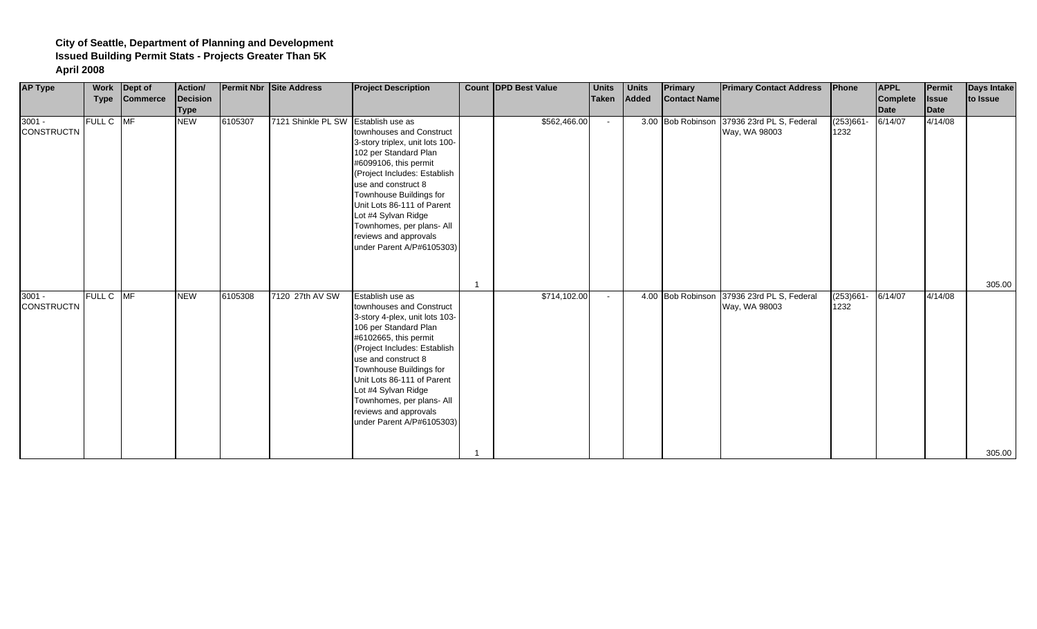**City of Seattle, Department of Planning and Development**
**Issued Building Permit Stats - Projects Greater Than 5K**
**April 2008**

| AP Type | Work Type | Dept of Commerce | Action/ Decision Type | Permit Nbr | Site Address | Project Description | Count | DPD Best Value | Units Taken | Units Added | Primary Contact Name | Primary Contact Address | Phone | APPL Complete Date | Permit Issue Date | Days Intake to Issue |
|---|---|---|---|---|---|---|---|---|---|---|---|---|---|---|---|---|
| 3001 - CONSTRUCTN | FULL C | MF | NEW | 6105307 | 7121 Shinkle PL SW | Establish use as townhouses and Construct 3-story triplex, unit lots 100-102 per Standard Plan #6099106, this permit (Project Includes: Establish use and construct 8 Townhouse Buildings for Unit Lots 86-111 of Parent Lot #4 Sylvan Ridge Townhomes, per plans- All reviews and approvals under Parent A/P#6105303) | 1 | $562,466.00 | - | 3.00 | Bob Robinson | 37936 23rd PL S, Federal Way, WA 98003 | (253)661-1232 | 6/14/07 | 4/14/08 | 305.00 |
| 3001 - CONSTRUCTN | FULL C | MF | NEW | 6105308 | 7120 27th AV SW | Establish use as townhouses and Construct 3-story 4-plex, unit lots 103-106 per Standard Plan #6102665, this permit (Project Includes: Establish use and construct 8 Townhouse Buildings for Unit Lots 86-111 of Parent Lot #4 Sylvan Ridge Townhomes, per plans- All reviews and approvals under Parent A/P#6105303) | 1 | $714,102.00 | - | 4.00 | Bob Robinson | 37936 23rd PL S, Federal Way, WA 98003 | (253)661-1232 | 6/14/07 | 4/14/08 | 305.00 |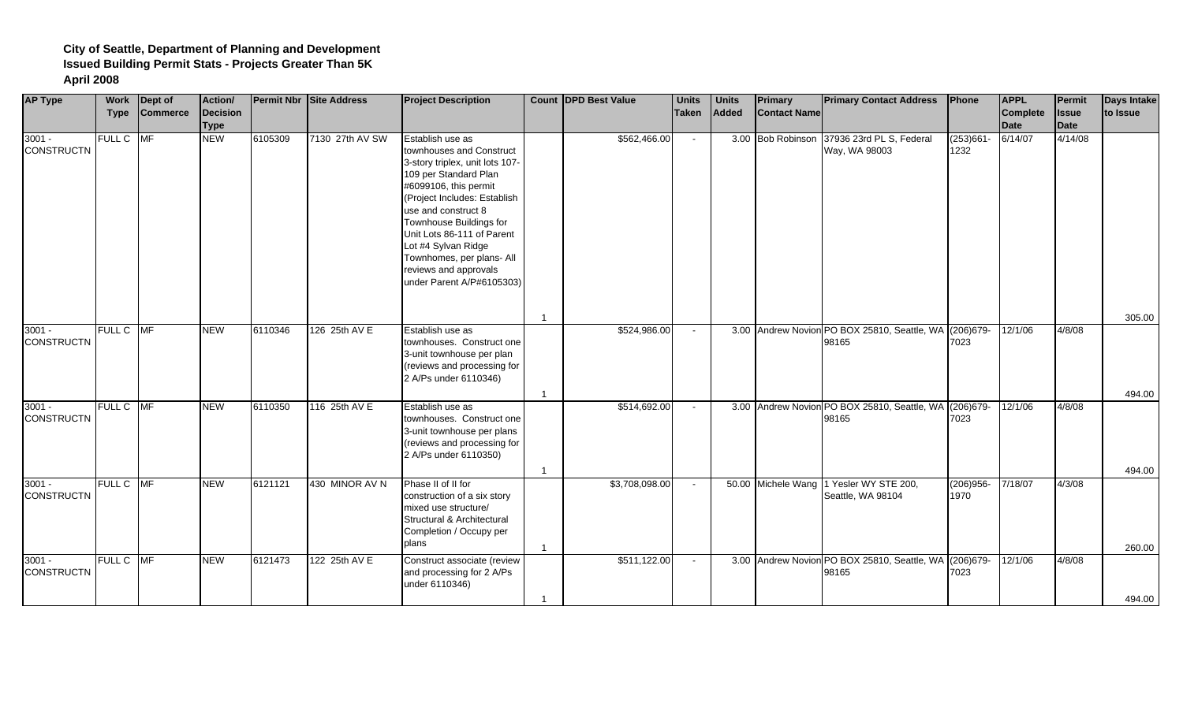**City of Seattle, Department of Planning and Development**
**Issued Building Permit Stats - Projects Greater Than 5K**
**April 2008**

| AP Type | Work Type | Dept of Commerce | Action/ Decision Type | Permit Nbr | Site Address | Project Description | Count | DPD Best Value | Units Taken | Units Added | Primary Contact Name | Primary Contact Address | Phone | APPL Complete Date | Permit Issue Date | Days Intake to Issue |
|---|---|---|---|---|---|---|---|---|---|---|---|---|---|---|---|---|
| 3001 - CONSTRUCTN | FULL C | MF | NEW | 6105309 | 7130 27th AV SW | Establish use as townhouses and Construct 3-story triplex, unit lots 107-109 per Standard Plan #6099106, this permit (Project Includes: Establish use and construct 8 Townhouse Buildings for Unit Lots 86-111 of Parent Lot #4 Sylvan Ridge Townhomes, per plans- All reviews and approvals under Parent A/P#6105303) | 1 | $562,466.00 | - | 3.00 | Bob Robinson | 37936 23rd PL S, Federal Way, WA 98003 | (253)661-1232 | 6/14/07 | 4/14/08 | 305.00 |
| 3001 - CONSTRUCTN | FULL C | MF | NEW | 6110346 | 126 25th AV E | Establish use as townhouses. Construct one 3-unit townhouse per plan (reviews and processing for 2 A/Ps under 6110346) | 1 | $524,986.00 | - | 3.00 | Andrew Novion | PO BOX 25810, Seattle, WA 98165 | (206)679-7023 | 12/1/06 | 4/8/08 | 494.00 |
| 3001 - CONSTRUCTN | FULL C | MF | NEW | 6110350 | 116 25th AV E | Establish use as townhouses. Construct one 3-unit townhouse per plans (reviews and processing for 2 A/Ps under 6110350) | 1 | $514,692.00 | - | 3.00 | Andrew Novion | PO BOX 25810, Seattle, WA 98165 | (206)679-7023 | 12/1/06 | 4/8/08 | 494.00 |
| 3001 - CONSTRUCTN | FULL C | MF | NEW | 6121121 | 430 MINOR AV N | Phase II of II for construction of a six story mixed use structure/ Structural & Architectural Completion / Occupy per plans | 1 | $3,708,098.00 | - | 50.00 | Michele Wang | 1 Yesler WY STE 200, Seattle, WA 98104 | (206)956-1970 | 7/18/07 | 4/3/08 | 260.00 |
| 3001 - CONSTRUCTN | FULL C | MF | NEW | 6121473 | 122 25th AV E | Construct associate (review and processing for 2 A/Ps under 6110346) | 1 | $511,122.00 | - | 3.00 | Andrew Novion | PO BOX 25810, Seattle, WA 98165 | (206)679-7023 | 12/1/06 | 4/8/08 | 494.00 |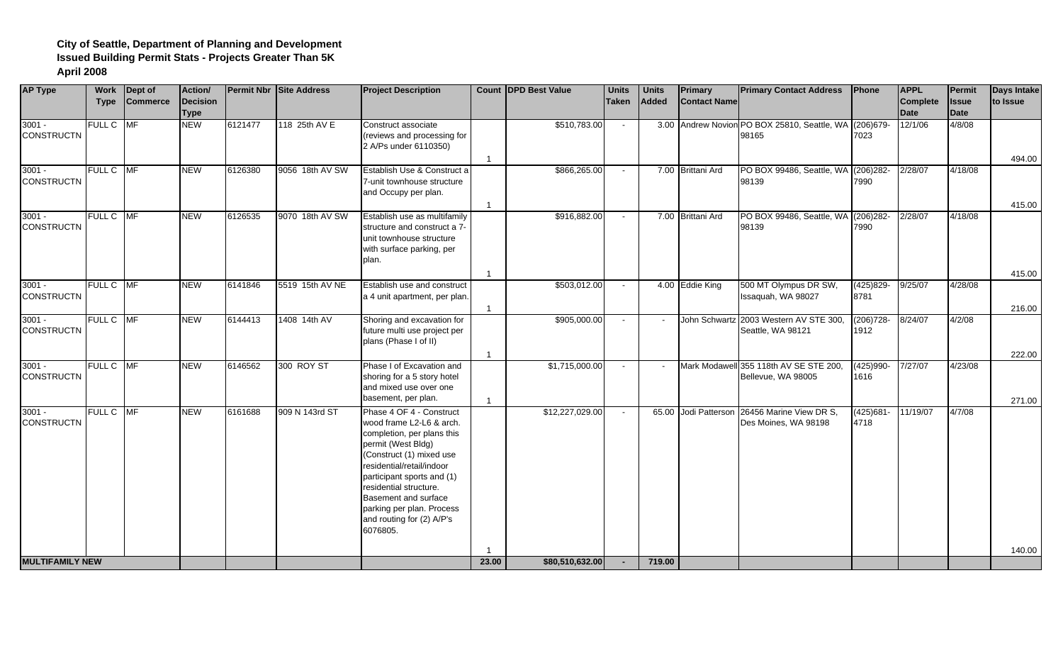**City of Seattle, Department of Planning and Development**
**Issued Building Permit Stats - Projects Greater Than 5K**
**April 2008**

| AP Type | Work Type | Dept of Commerce | Action/ Decision Type | Permit Nbr | Site Address | Project Description | Count | DPD Best Value | Units Taken | Units Added | Primary Contact Name | Primary Contact Address | Phone | APPL Complete Date | Permit Issue Date | Days Intake to Issue |
|---|---|---|---|---|---|---|---|---|---|---|---|---|---|---|---|---|
| 3001 - CONSTRUCTN | FULL C | MF | NEW | 6121477 | 118 25th AV E | Construct associate (reviews and processing for 2 A/Ps under 6110350) | 1 | $510,783.00 | - | 3.00 | Andrew Novion | PO BOX 25810, Seattle, WA 98165 | (206)679-7023 | 12/1/06 | 4/8/08 | 494.00 |
| 3001 - CONSTRUCTN | FULL C | MF | NEW | 6126380 | 9056 18th AV SW | Establish Use & Construct a 7-unit townhouse structure and Occupy per plan. | 1 | $866,265.00 | - | 7.00 | Brittani Ard | PO BOX 99486, Seattle, WA 98139 | (206)282-7990 | 2/28/07 | 4/18/08 | 415.00 |
| 3001 - CONSTRUCTN | FULL C | MF | NEW | 6126535 | 9070 18th AV SW | Establish use as multifamily structure and construct a 7-unit townhouse structure with surface parking, per plan. | 1 | $916,882.00 | - | 7.00 | Brittani Ard | PO BOX 99486, Seattle, WA 98139 | (206)282-7990 | 2/28/07 | 4/18/08 | 415.00 |
| 3001 - CONSTRUCTN | FULL C | MF | NEW | 6141846 | 5519 15th AV NE | Establish use and construct a 4 unit apartment, per plan. | 1 | $503,012.00 | - | 4.00 | Eddie King | 500 MT Olympus DR SW, Issaquah, WA 98027 | (425)829-8781 | 9/25/07 | 4/28/08 | 216.00 |
| 3001 - CONSTRUCTN | FULL C | MF | NEW | 6144413 | 1408 14th AV | Shoring and excavation for future multi use project per plans (Phase I of II) | 1 | $905,000.00 | - | - | John Schwartz | 2003 Western AV STE 300, Seattle, WA 98121 | (206)728-1912 | 8/24/07 | 4/2/08 | 222.00 |
| 3001 - CONSTRUCTN | FULL C | MF | NEW | 6146562 | 300 ROY ST | Phase I of Excavation and shoring for a 5 story hotel and mixed use over one basement, per plan. | 1 | $1,715,000.00 | - | - | Mark Modawell | 355 118th AV SE STE 200, Bellevue, WA 98005 | (425)990-1616 | 7/27/07 | 4/23/08 | 271.00 |
| 3001 - CONSTRUCTN | FULL C | MF | NEW | 6161688 | 909 N 143rd ST | Phase 4 OF 4 - Construct wood frame L2-L6 & arch. completion, per plans this permit (West Bldg) (Construct (1) mixed use residential/retail/indoor participant sports and (1) residential structure. Basement and surface parking per plan. Process and routing for (2) A/P's 6076805. | 1 | $12,227,029.00 | - | 65.00 | Jodi Patterson | 26456 Marine View DR S, Des Moines, WA 98198 | (425)681-4718 | 11/19/07 | 4/7/08 | 140.00 |
| **MULTIFAMILY NEW** | | | | | | | **23.00** | **$80,510,632.00** | **-** | **719.00** | | | | | | |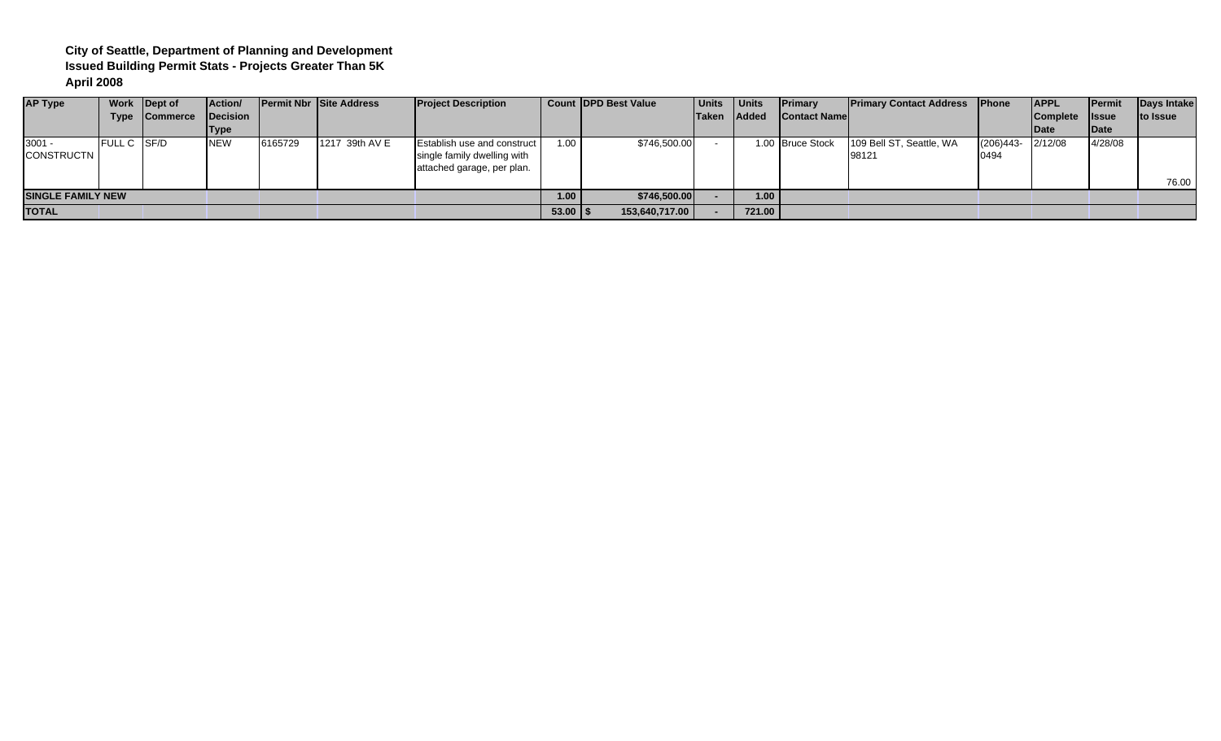**City of Seattle, Department of Planning and Development**
**Issued Building Permit Stats - Projects Greater Than 5K**
**April 2008**

| AP Type | Work Type | Dept of Commerce | Action/ Decision Type | Permit Nbr | Site Address | Project Description | Count | DPD Best Value | Units Taken | Units Added | Primary Contact Name | Primary Contact Address | Phone | APPL Complete Date | Permit Issue Date | Days Intake to Issue |
|---|---|---|---|---|---|---|---|---|---|---|---|---|---|---|---|---|
| 3001 - CONSTRUCTN | FULL C | SF/D | NEW | 6165729 | 1217 39th AV E | Establish use and construct single family dwelling with attached garage, per plan. | 1.00 | $746,500.00 | - | 1.00 | Bruce Stock | 109 Bell ST, Seattle, WA 98121 | (206)443-0494 | 2/12/08 | 4/28/08 | 76.00 |
| **SINGLE FAMILY NEW** | | | | | | | **1.00** | **$746,500.00** | **-** | **1.00** | | | | | | |
| **TOTAL** | | | | | | | **53.00** | **$ 153,640,717.00** | **-** | **721.00** | | | | | | |